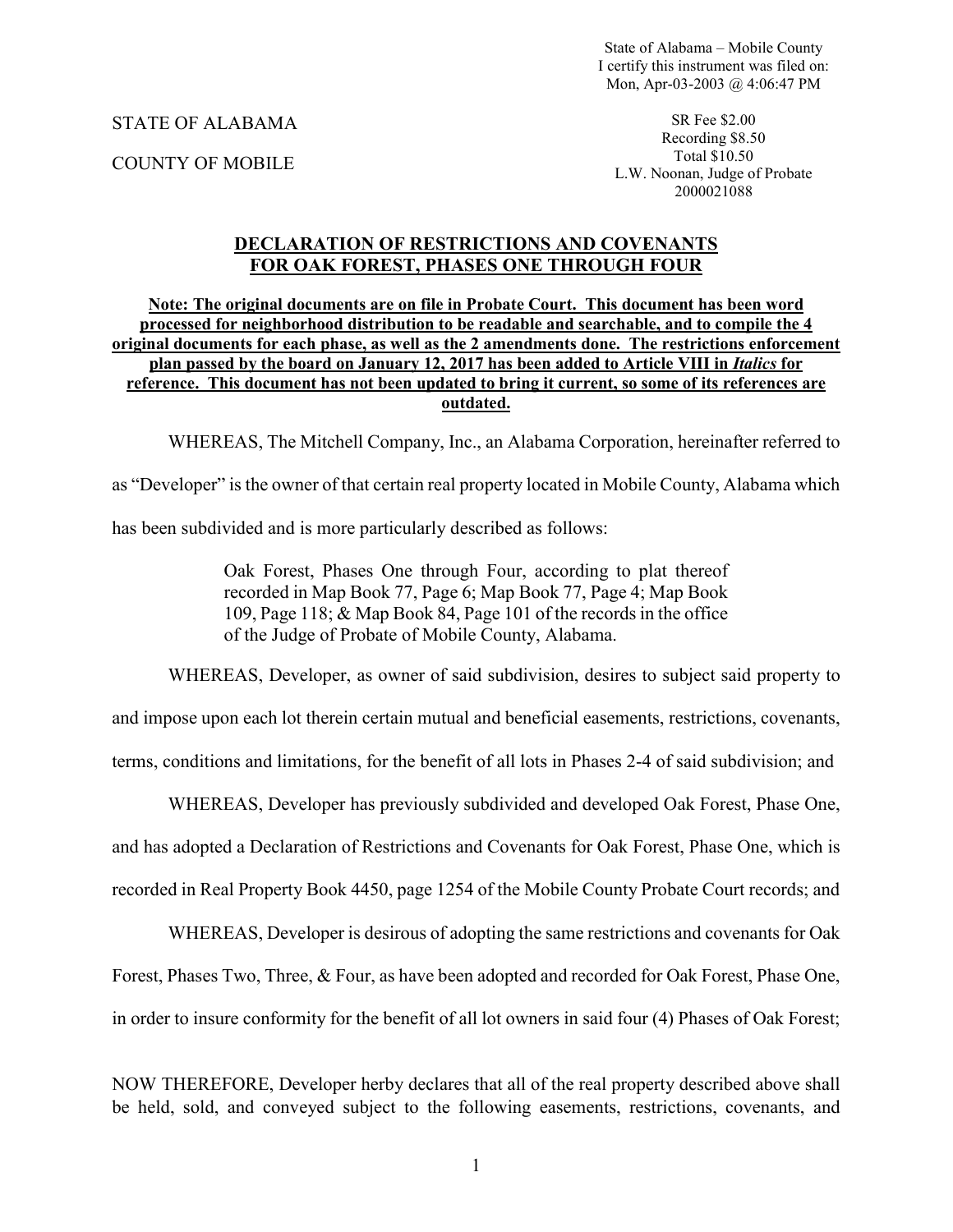State of Alabama – Mobile County
I certify this instrument was filed on:
Mon, Apr-03-2003 @ 4:06:47 PM

STATE OF ALABAMA

COUNTY OF MOBILE

SR Fee $2.00
Recording $8.50
Total $10.50
L.W. Noonan, Judge of Probate
2000021088

## DECLARATION OF RESTRICTIONS AND COVENANTS FOR OAK FOREST, PHASES ONE THROUGH FOUR

**Note: The original documents are on file in Probate Court. This document has been word processed for neighborhood distribution to be readable and searchable, and to compile the 4 original documents for each phase, as well as the 2 amendments done. The restrictions enforcement plan passed by the board on January 12, 2017 has been added to Article VIII in *Italics* for reference. This document has not been updated to bring it current, so some of its references are outdated.**

WHEREAS, The Mitchell Company, Inc., an Alabama Corporation, hereinafter referred to as "Developer" is the owner of that certain real property located in Mobile County, Alabama which has been subdivided and is more particularly described as follows:

> Oak Forest, Phases One through Four, according to plat thereof recorded in Map Book 77, Page 6; Map Book 77, Page 4; Map Book 109, Page 118; & Map Book 84, Page 101 of the records in the office of the Judge of Probate of Mobile County, Alabama.

WHEREAS, Developer, as owner of said subdivision, desires to subject said property to and impose upon each lot therein certain mutual and beneficial easements, restrictions, covenants, terms, conditions and limitations, for the benefit of all lots in Phases 2-4 of said subdivision; and

WHEREAS, Developer has previously subdivided and developed Oak Forest, Phase One, and has adopted a Declaration of Restrictions and Covenants for Oak Forest, Phase One, which is recorded in Real Property Book 4450, page 1254 of the Mobile County Probate Court records; and

WHEREAS, Developer is desirous of adopting the same restrictions and covenants for Oak Forest, Phases Two, Three, & Four, as have been adopted and recorded for Oak Forest, Phase One, in order to insure conformity for the benefit of all lot owners in said four (4) Phases of Oak Forest;

NOW THEREFORE, Developer herby declares that all of the real property described above shall be held, sold, and conveyed subject to the following easements, restrictions, covenants, and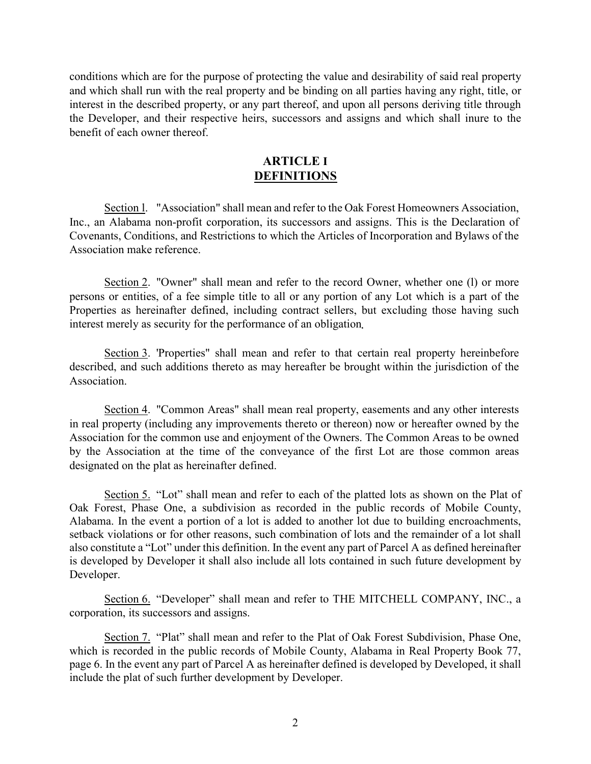conditions which are for the purpose of protecting the value and desirability of said real property and which shall run with the real property and be binding on all parties having any right, title, or interest in the described property, or any part thereof, and upon all persons deriving title through the Developer, and their respective heirs, successors and assigns and which shall inure to the benefit of each owner thereof.

## ARTICLE I
## DEFINITIONS

Section l. "Association" shall mean and refer to the Oak Forest Homeowners Association, Inc., an Alabama non-profit corporation, its successors and assigns. This is the Declaration of Covenants, Conditions, and Restrictions to which the Articles of Incorporation and Bylaws of the Association make reference.

Section 2. "Owner" shall mean and refer to the record Owner, whether one (l) or more persons or entities, of a fee simple title to all or any portion of any Lot which is a part of the Properties as hereinafter defined, including contract sellers, but excluding those having such interest merely as security for the performance of an obligation.

Section 3. 'Properties" shall mean and refer to that certain real property hereinbefore described, and such additions thereto as may hereafter be brought within the jurisdiction of the Association.

Section 4. "Common Areas" shall mean real property, easements and any other interests in real property (including any improvements thereto or thereon) now or hereafter owned by the Association for the common use and enjoyment of the Owners. The Common Areas to be owned by the Association at the time of the conveyance of the first Lot are those common areas designated on the plat as hereinafter defined.

Section 5. "Lot" shall mean and refer to each of the platted lots as shown on the Plat of Oak Forest, Phase One, a subdivision as recorded in the public records of Mobile County, Alabama. In the event a portion of a lot is added to another lot due to building encroachments, setback violations or for other reasons, such combination of lots and the remainder of a lot shall also constitute a "Lot" under this definition. In the event any part of Parcel A as defined hereinafter is developed by Developer it shall also include all lots contained in such future development by Developer.

Section 6. "Developer" shall mean and refer to THE MITCHELL COMPANY, INC., a corporation, its successors and assigns.

Section 7. "Plat" shall mean and refer to the Plat of Oak Forest Subdivision, Phase One, which is recorded in the public records of Mobile County, Alabama in Real Property Book 77, page 6. In the event any part of Parcel A as hereinafter defined is developed by Developed, it shall include the plat of such further development by Developer.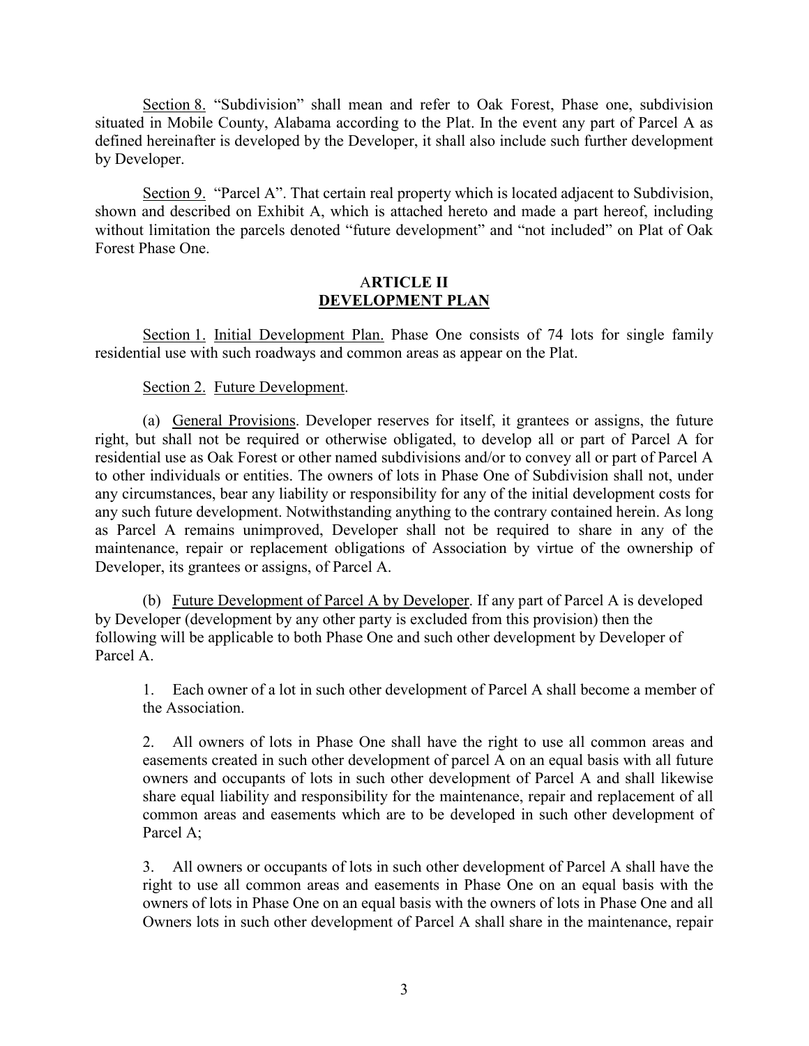Section 8. "Subdivision" shall mean and refer to Oak Forest, Phase one, subdivision situated in Mobile County, Alabama according to the Plat. In the event any part of Parcel A as defined hereinafter is developed by the Developer, it shall also include such further development by Developer.

Section 9. "Parcel A". That certain real property which is located adjacent to Subdivision, shown and described on Exhibit A, which is attached hereto and made a part hereof, including without limitation the parcels denoted "future development" and "not included" on Plat of Oak Forest Phase One.

## ARTICLE II
## DEVELOPMENT PLAN

Section 1. Initial Development Plan. Phase One consists of 74 lots for single family residential use with such roadways and common areas as appear on the Plat.

Section 2. Future Development.

(a) General Provisions. Developer reserves for itself, it grantees or assigns, the future right, but shall not be required or otherwise obligated, to develop all or part of Parcel A for residential use as Oak Forest or other named subdivisions and/or to convey all or part of Parcel A to other individuals or entities. The owners of lots in Phase One of Subdivision shall not, under any circumstances, bear any liability or responsibility for any of the initial development costs for any such future development. Notwithstanding anything to the contrary contained herein. As long as Parcel A remains unimproved, Developer shall not be required to share in any of the maintenance, repair or replacement obligations of Association by virtue of the ownership of Developer, its grantees or assigns, of Parcel A.

(b) Future Development of Parcel A by Developer. If any part of Parcel A is developed by Developer (development by any other party is excluded from this provision) then the following will be applicable to both Phase One and such other development by Developer of Parcel A.

1. Each owner of a lot in such other development of Parcel A shall become a member of the Association.

2. All owners of lots in Phase One shall have the right to use all common areas and easements created in such other development of parcel A on an equal basis with all future owners and occupants of lots in such other development of Parcel A and shall likewise share equal liability and responsibility for the maintenance, repair and replacement of all common areas and easements which are to be developed in such other development of Parcel A;

3. All owners or occupants of lots in such other development of Parcel A shall have the right to use all common areas and easements in Phase One on an equal basis with the owners of lots in Phase One on an equal basis with the owners of lots in Phase One and all Owners lots in such other development of Parcel A shall share in the maintenance, repair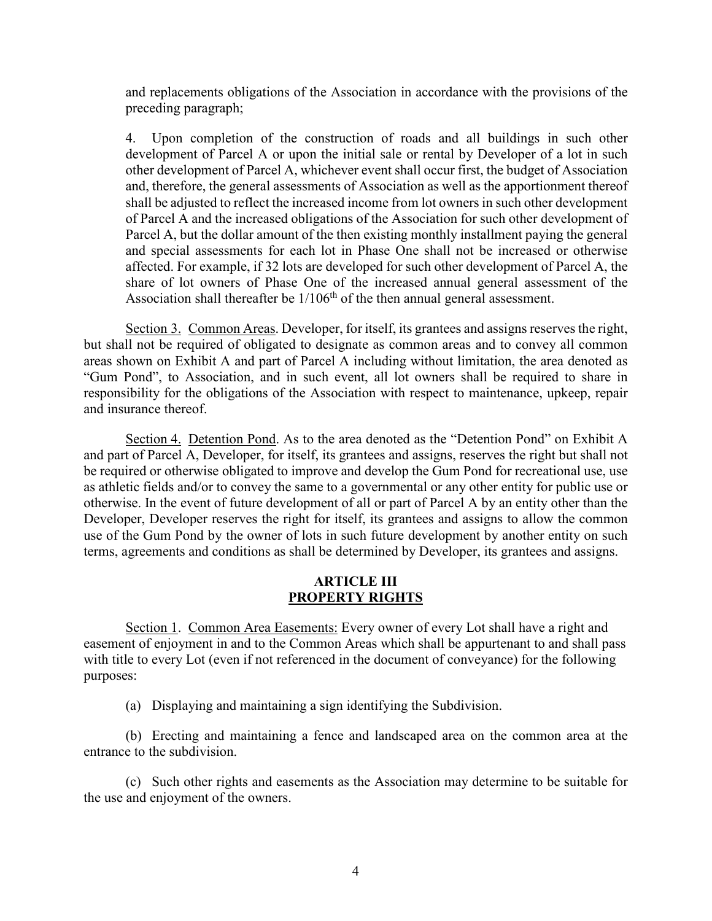and replacements obligations of the Association in accordance with the provisions of the preceding paragraph;

4. Upon completion of the construction of roads and all buildings in such other development of Parcel A or upon the initial sale or rental by Developer of a lot in such other development of Parcel A, whichever event shall occur first, the budget of Association and, therefore, the general assessments of Association as well as the apportionment thereof shall be adjusted to reflect the increased income from lot owners in such other development of Parcel A and the increased obligations of the Association for such other development of Parcel A, but the dollar amount of the then existing monthly installment paying the general and special assessments for each lot in Phase One shall not be increased or otherwise affected. For example, if 32 lots are developed for such other development of Parcel A, the share of lot owners of Phase One of the increased annual general assessment of the Association shall thereafter be 1/106$^{th}$ of the then annual general assessment.

<u>Section 3. Common Areas</u>. Developer, for itself, its grantees and assigns reserves the right, but shall not be required of obligated to designate as common areas and to convey all common areas shown on Exhibit A and part of Parcel A including without limitation, the area denoted as "Gum Pond", to Association, and in such event, all lot owners shall be required to share in responsibility for the obligations of the Association with respect to maintenance, upkeep, repair and insurance thereof.

<u>Section 4. Detention Pond</u>. As to the area denoted as the "Detention Pond" on Exhibit A and part of Parcel A, Developer, for itself, its grantees and assigns, reserves the right but shall not be required or otherwise obligated to improve and develop the Gum Pond for recreational use, use as athletic fields and/or to convey the same to a governmental or any other entity for public use or otherwise. In the event of future development of all or part of Parcel A by an entity other than the Developer, Developer reserves the right for itself, its grantees and assigns to allow the common use of the Gum Pond by the owner of lots in such future development by another entity on such terms, agreements and conditions as shall be determined by Developer, its grantees and assigns.

## ARTICLE III
## PROPERTY RIGHTS

<u>Section 1</u>. <u>Common Area Easements:</u> Every owner of every Lot shall have a right and easement of enjoyment in and to the Common Areas which shall be appurtenant to and shall pass with title to every Lot (even if not referenced in the document of conveyance) for the following purposes:

(a) Displaying and maintaining a sign identifying the Subdivision.

(b) Erecting and maintaining a fence and landscaped area on the common area at the entrance to the subdivision.

(c) Such other rights and easements as the Association may determine to be suitable for the use and enjoyment of the owners.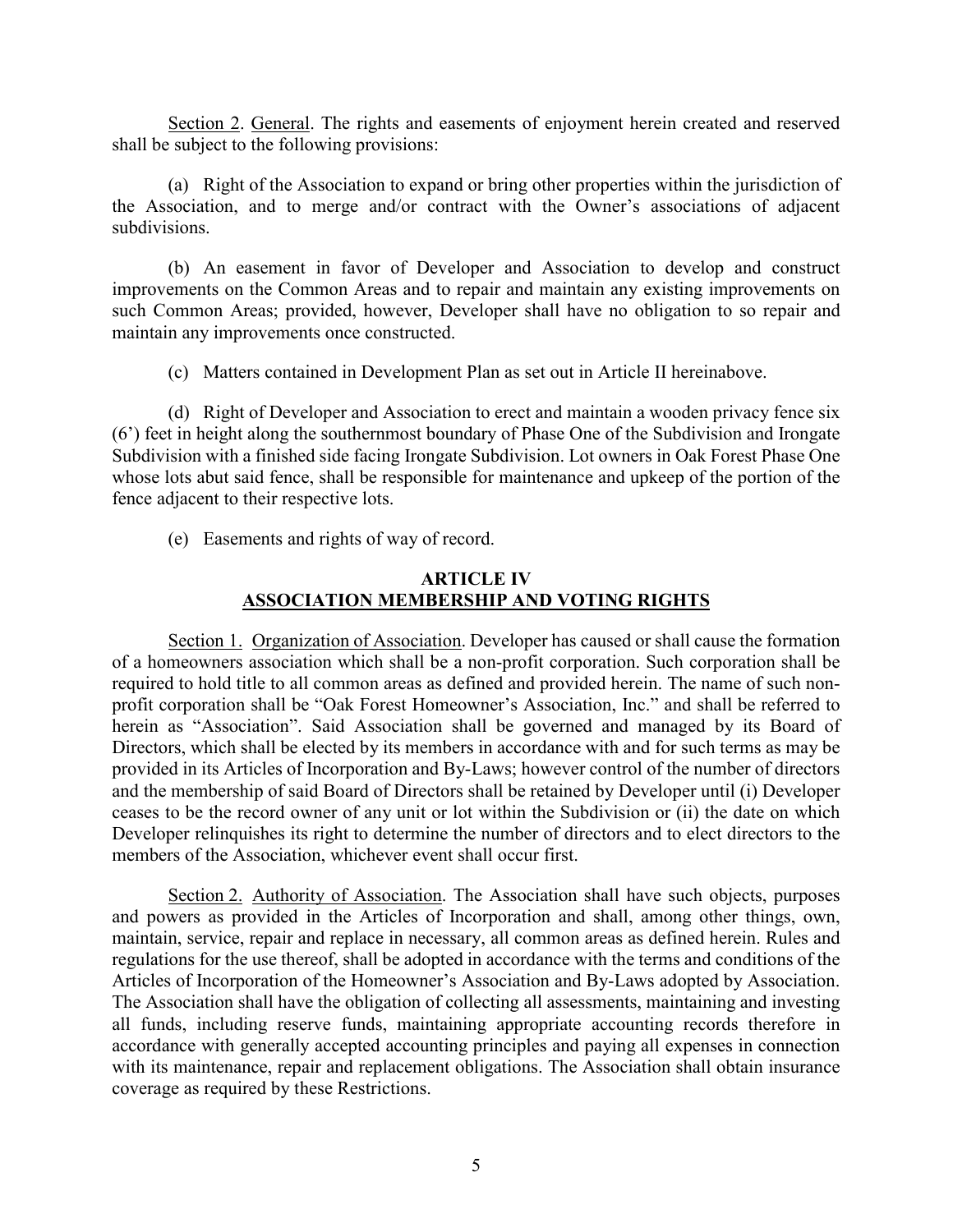Section 2. General. The rights and easements of enjoyment herein created and reserved shall be subject to the following provisions:

(a) Right of the Association to expand or bring other properties within the jurisdiction of the Association, and to merge and/or contract with the Owner's associations of adjacent subdivisions.

(b) An easement in favor of Developer and Association to develop and construct improvements on the Common Areas and to repair and maintain any existing improvements on such Common Areas; provided, however, Developer shall have no obligation to so repair and maintain any improvements once constructed.

(c) Matters contained in Development Plan as set out in Article II hereinabove.

(d) Right of Developer and Association to erect and maintain a wooden privacy fence six (6') feet in height along the southernmost boundary of Phase One of the Subdivision and Irongate Subdivision with a finished side facing Irongate Subdivision. Lot owners in Oak Forest Phase One whose lots abut said fence, shall be responsible for maintenance and upkeep of the portion of the fence adjacent to their respective lots.

(e) Easements and rights of way of record.

## ARTICLE IV
## ASSOCIATION MEMBERSHIP AND VOTING RIGHTS

Section 1. Organization of Association. Developer has caused or shall cause the formation of a homeowners association which shall be a non-profit corporation. Such corporation shall be required to hold title to all common areas as defined and provided herein. The name of such non-profit corporation shall be "Oak Forest Homeowner's Association, Inc." and shall be referred to herein as "Association". Said Association shall be governed and managed by its Board of Directors, which shall be elected by its members in accordance with and for such terms as may be provided in its Articles of Incorporation and By-Laws; however control of the number of directors and the membership of said Board of Directors shall be retained by Developer until (i) Developer ceases to be the record owner of any unit or lot within the Subdivision or (ii) the date on which Developer relinquishes its right to determine the number of directors and to elect directors to the members of the Association, whichever event shall occur first.

Section 2. Authority of Association. The Association shall have such objects, purposes and powers as provided in the Articles of Incorporation and shall, among other things, own, maintain, service, repair and replace in necessary, all common areas as defined herein. Rules and regulations for the use thereof, shall be adopted in accordance with the terms and conditions of the Articles of Incorporation of the Homeowner's Association and By-Laws adopted by Association. The Association shall have the obligation of collecting all assessments, maintaining and investing all funds, including reserve funds, maintaining appropriate accounting records therefore in accordance with generally accepted accounting principles and paying all expenses in connection with its maintenance, repair and replacement obligations. The Association shall obtain insurance coverage as required by these Restrictions.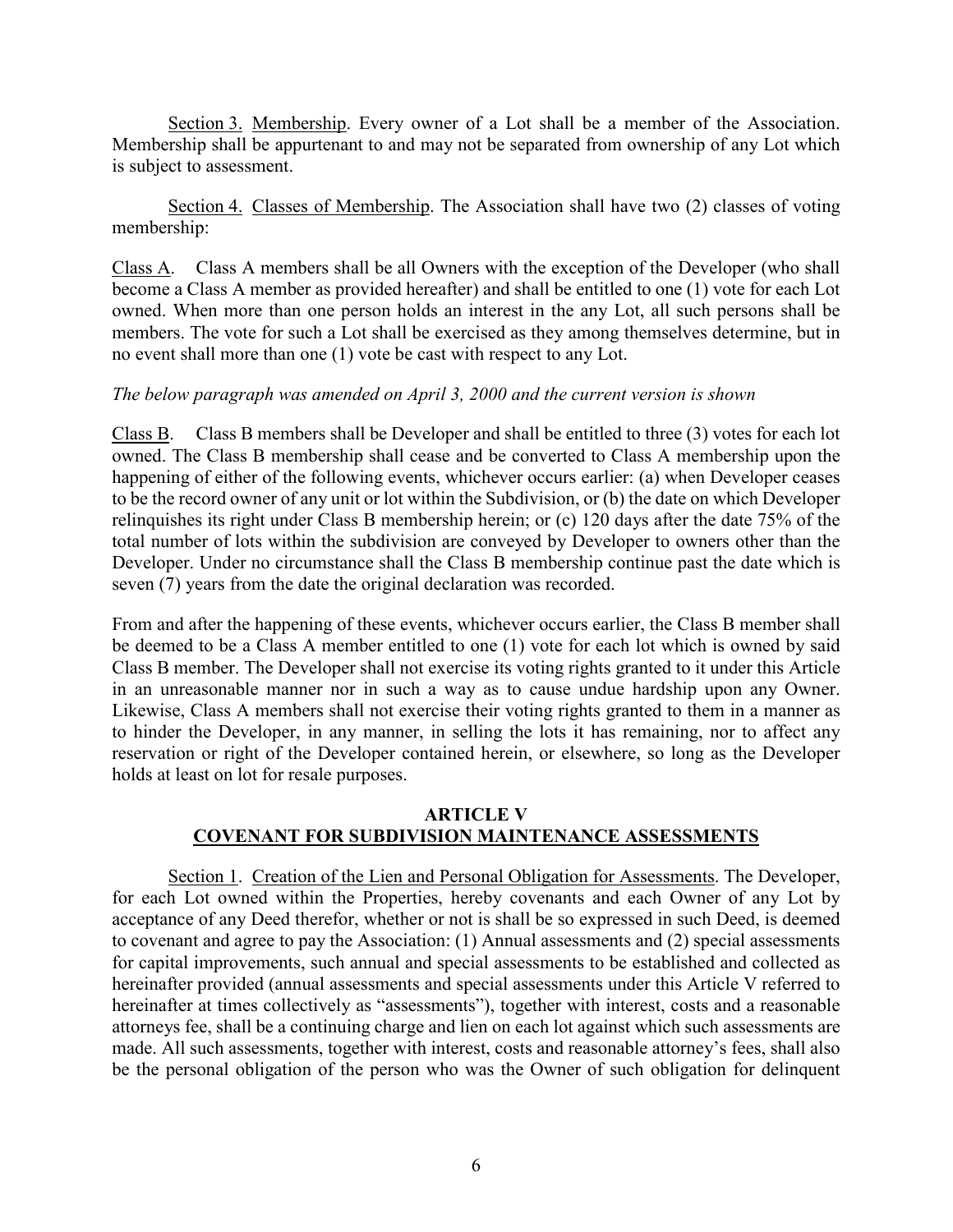Section 3. Membership. Every owner of a Lot shall be a member of the Association. Membership shall be appurtenant to and may not be separated from ownership of any Lot which is subject to assessment.

Section 4. Classes of Membership. The Association shall have two (2) classes of voting membership:

Class A. Class A members shall be all Owners with the exception of the Developer (who shall become a Class A member as provided hereafter) and shall be entitled to one (1) vote for each Lot owned. When more than one person holds an interest in the any Lot, all such persons shall be members. The vote for such a Lot shall be exercised as they among themselves determine, but in no event shall more than one (1) vote be cast with respect to any Lot.

*The below paragraph was amended on April 3, 2000 and the current version is shown*

Class B. Class B members shall be Developer and shall be entitled to three (3) votes for each lot owned. The Class B membership shall cease and be converted to Class A membership upon the happening of either of the following events, whichever occurs earlier: (a) when Developer ceases to be the record owner of any unit or lot within the Subdivision, or (b) the date on which Developer relinquishes its right under Class B membership herein; or (c) 120 days after the date 75% of the total number of lots within the subdivision are conveyed by Developer to owners other than the Developer. Under no circumstance shall the Class B membership continue past the date which is seven (7) years from the date the original declaration was recorded.

From and after the happening of these events, whichever occurs earlier, the Class B member shall be deemed to be a Class A member entitled to one (1) vote for each lot which is owned by said Class B member. The Developer shall not exercise its voting rights granted to it under this Article in an unreasonable manner nor in such a way as to cause undue hardship upon any Owner. Likewise, Class A members shall not exercise their voting rights granted to them in a manner as to hinder the Developer, in any manner, in selling the lots it has remaining, nor to affect any reservation or right of the Developer contained herein, or elsewhere, so long as the Developer holds at least on lot for resale purposes.

## ARTICLE V
## COVENANT FOR SUBDIVISION MAINTENANCE ASSESSMENTS

Section 1. Creation of the Lien and Personal Obligation for Assessments. The Developer, for each Lot owned within the Properties, hereby covenants and each Owner of any Lot by acceptance of any Deed therefor, whether or not is shall be so expressed in such Deed, is deemed to covenant and agree to pay the Association: (1) Annual assessments and (2) special assessments for capital improvements, such annual and special assessments to be established and collected as hereinafter provided (annual assessments and special assessments under this Article V referred to hereinafter at times collectively as "assessments"), together with interest, costs and a reasonable attorneys fee, shall be a continuing charge and lien on each lot against which such assessments are made. All such assessments, together with interest, costs and reasonable attorney's fees, shall also be the personal obligation of the person who was the Owner of such obligation for delinquent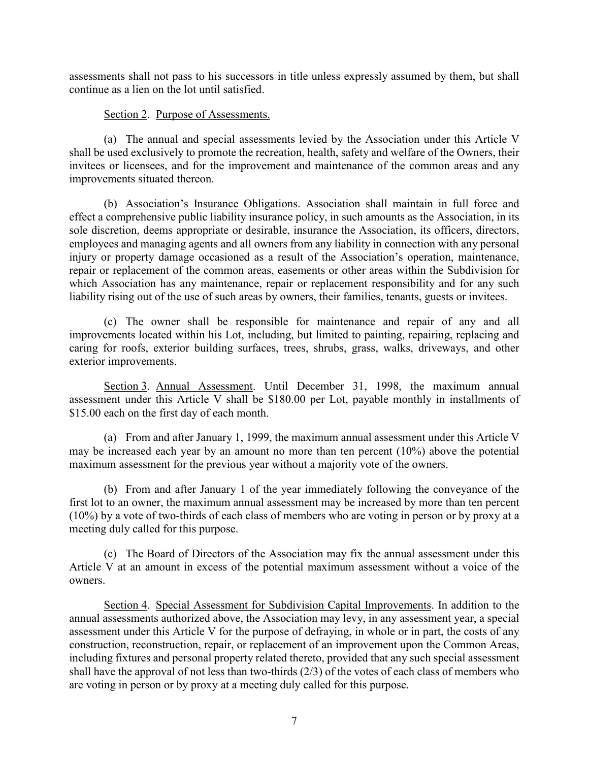assessments shall not pass to his successors in title unless expressly assumed by them, but shall continue as a lien on the lot until satisfied.

Section 2. Purpose of Assessments.

(a) The annual and special assessments levied by the Association under this Article V shall be used exclusively to promote the recreation, health, safety and welfare of the Owners, their invitees or licensees, and for the improvement and maintenance of the common areas and any improvements situated thereon.

(b) Association's Insurance Obligations. Association shall maintain in full force and effect a comprehensive public liability insurance policy, in such amounts as the Association, in its sole discretion, deems appropriate or desirable, insurance the Association, its officers, directors, employees and managing agents and all owners from any liability in connection with any personal injury or property damage occasioned as a result of the Association's operation, maintenance, repair or replacement of the common areas, easements or other areas within the Subdivision for which Association has any maintenance, repair or replacement responsibility and for any such liability rising out of the use of such areas by owners, their families, tenants, guests or invitees.

(c) The owner shall be responsible for maintenance and repair of any and all improvements located within his Lot, including, but limited to painting, repairing, replacing and caring for roofs, exterior building surfaces, trees, shrubs, grass, walks, driveways, and other exterior improvements.

Section 3. Annual Assessment. Until December 31, 1998, the maximum annual assessment under this Article V shall be $180.00 per Lot, payable monthly in installments of $15.00 each on the first day of each month.

(a) From and after January 1, 1999, the maximum annual assessment under this Article V may be increased each year by an amount no more than ten percent (10%) above the potential maximum assessment for the previous year without a majority vote of the owners.

(b) From and after January 1 of the year immediately following the conveyance of the first lot to an owner, the maximum annual assessment may be increased by more than ten percent (10%) by a vote of two-thirds of each class of members who are voting in person or by proxy at a meeting duly called for this purpose.

(c) The Board of Directors of the Association may fix the annual assessment under this Article V at an amount in excess of the potential maximum assessment without a voice of the owners.

Section 4. Special Assessment for Subdivision Capital Improvements. In addition to the annual assessments authorized above, the Association may levy, in any assessment year, a special assessment under this Article V for the purpose of defraying, in whole or in part, the costs of any construction, reconstruction, repair, or replacement thereto of an improvement upon the Common Areas, including fixtures and personal property related thereto, provided that any such special assessment shall have the approval of not less than two-thirds (2/3) of the votes of each class of members who are voting in person or by proxy at a meeting duly called for this purpose.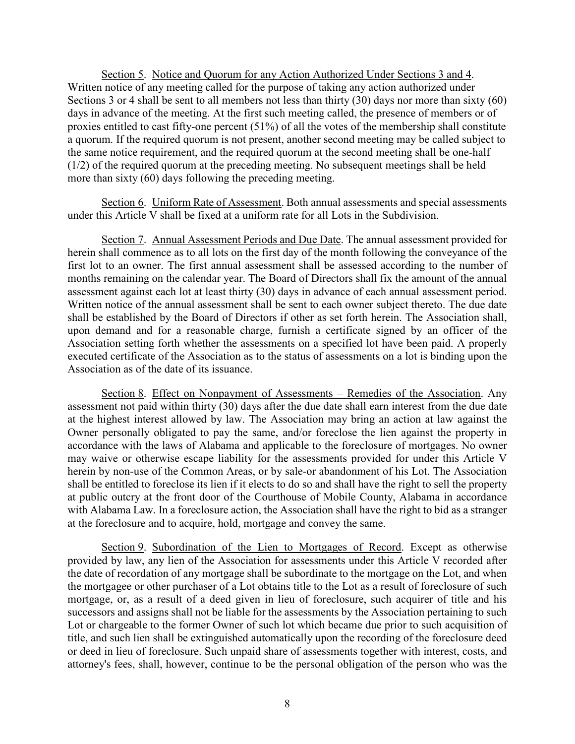Section 5. Notice and Quorum for any Action Authorized Under Sections 3 and 4. Written notice of any meeting called for the purpose of taking any action authorized under Sections 3 or 4 shall be sent to all members not less than thirty (30) days nor more than sixty (60) days in advance of the meeting. At the first such meeting called, the presence of members or of proxies entitled to cast fifty-one percent (51%) of all the votes of the membership shall constitute a quorum. If the required quorum is not present, another second meeting may be called subject to the same notice requirement, and the required quorum at the second meeting shall be one-half (1/2) of the required quorum at the preceding meeting. No subsequent meetings shall be held more than sixty (60) days following the preceding meeting.

Section 6. Uniform Rate of Assessment. Both annual assessments and special assessments under this Article V shall be fixed at a uniform rate for all Lots in the Subdivision.

Section 7. Annual Assessment Periods and Due Date. The annual assessment provided for herein shall commence as to all lots on the first day of the month following the conveyance of the first lot to an owner. The first annual assessment shall be assessed according to the number of months remaining on the calendar year. The Board of Directors shall fix the amount of the annual assessment against each lot at least thirty (30) days in advance of each annual assessment period. Written notice of the annual assessment shall be sent to each owner subject thereto. The due date shall be established by the Board of Directors if other as set forth herein. The Association shall, upon demand and for a reasonable charge, furnish a certificate signed by an officer of the Association setting forth whether the assessments on a specified lot have been paid. A properly executed certificate of the Association as to the status of assessments on a lot is binding upon the Association as of the date of its issuance.

Section 8. Effect on Nonpayment of Assessments – Remedies of the Association. Any assessment not paid within thirty (30) days after the due date shall earn interest from the due date at the highest interest allowed by law. The Association may bring an action at law against the Owner personally obligated to pay the same, and/or foreclose the lien against the property in accordance with the laws of Alabama and applicable to the foreclosure of mortgages. No owner may waive or otherwise escape liability for the assessments provided for under this Article V herein by non-use of the Common Areas, or by sale-or abandonment of his Lot. The Association shall be entitled to foreclose its lien if it elects to do so and shall have the right to sell the property at public outcry at the front door of the Courthouse of Mobile County, Alabama in accordance with Alabama Law. In a foreclosure action, the Association shall have the right to bid as a stranger at the foreclosure and to acquire, hold, mortgage and convey the same.

Section 9. Subordination of the Lien to Mortgages of Record. Except as otherwise provided by law, any lien of the Association for assessments under this Article V recorded after the date of recordation of any mortgage shall be subordinate to the mortgage on the Lot, and when the mortgagee or other purchaser of a Lot obtains title to the Lot as a result of foreclosure of such mortgage, or, as a result of a deed given in lieu of foreclosure, such acquirer of title and his successors and assigns shall not be liable for the assessments by the Association pertaining to such Lot or chargeable to the former Owner of such lot which became due prior to such acquisition of title, and such lien shall be extinguished automatically upon the recording of the foreclosure deed or deed in lieu of foreclosure. Such unpaid share of assessments together with interest, costs, and attorney's fees, shall, however, continue to be the personal obligation of the person who was the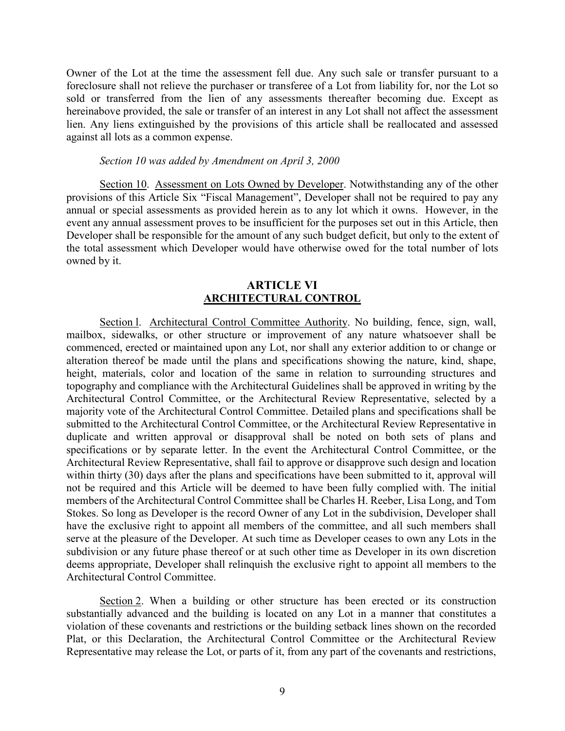Owner of the Lot at the time the assessment fell due. Any such sale or transfer pursuant to a foreclosure shall not relieve the purchaser or transferee of a Lot from liability for, nor the Lot so sold or transferred from the lien of any assessments thereafter becoming due. Except as hereinabove provided, the sale or transfer of an interest in any Lot shall not affect the assessment lien. Any liens extinguished by the provisions of this article shall be reallocated and assessed against all lots as a common expense.

*Section 10 was added by Amendment on April 3, 2000*

Section 10. Assessment on Lots Owned by Developer. Notwithstanding any of the other provisions of this Article Six "Fiscal Management", Developer shall not be required to pay any annual or special assessments as provided herein as to any lot which it owns. However, in the event any annual assessment proves to be insufficient for the purposes set out in this Article, then Developer shall be responsible for the amount of any such budget deficit, but only to the extent of the total assessment which Developer would have otherwise owed for the total number of lots owned by it.

## ARTICLE VI
## ARCHITECTURAL CONTROL

Section l. Architectural Control Committee Authority. No building, fence, sign, wall, mailbox, sidewalks, or other structure or improvement of any nature whatsoever shall be commenced, erected or maintained upon any Lot, nor shall any exterior addition to or change or alteration thereof be made until the plans and specifications showing the nature, kind, shape, height, materials, color and location of the same in relation to surrounding structures and topography and compliance with the Architectural Guidelines shall be approved in writing by the Architectural Control Committee, or the Architectural Review Representative, selected by a majority vote of the Architectural Control Committee. Detailed plans and specifications shall be submitted to the Architectural Control Committee, or the Architectural Review Representative in duplicate and written approval or disapproval shall be noted on both sets of plans and specifications or by separate letter. In the event the Architectural Control Committee, or the Architectural Review Representative, shall fail to approve or disapprove such design and location within thirty (30) days after the plans and specifications have been submitted to it, approval will not be required and this Article will be deemed to have been fully complied with. The initial members of the Architectural Control Committee shall be Charles H. Reeber, Lisa Long, and Tom Stokes. So long as Developer is the record Owner of any Lot in the subdivision, Developer shall have the exclusive right to appoint all members of the committee, and all such members shall serve at the pleasure of the Developer. At such time as Developer ceases to own any Lots in the subdivision or any future phase thereof or at such other time as Developer in its own discretion deems appropriate, Developer shall relinquish the exclusive right to appoint all members to the Architectural Control Committee.

Section 2. When a building or other structure has been erected or its construction substantially advanced and the building is located on any Lot in a manner that constitutes a violation of these covenants and restrictions or the building setback lines shown on the recorded Plat, or this Declaration, the Architectural Control Committee or the Architectural Review Representative may release the Lot, or parts of it, from any part of the covenants and restrictions,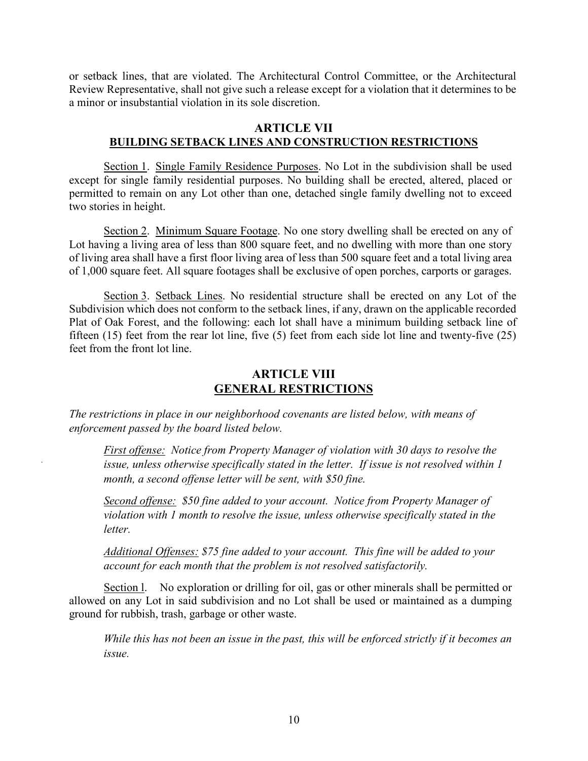or setback lines, that are violated. The Architectural Control Committee, or the Architectural Review Representative, shall not give such a release except for a violation that it determines to be a minor or insubstantial violation in its sole discretion.

## ARTICLE VII
## BUILDING SETBACK LINES AND CONSTRUCTION RESTRICTIONS

Section 1. Single Family Residence Purposes. No Lot in the subdivision shall be used except for single family residential purposes. No building shall be erected, altered, placed or permitted to remain on any Lot other than one, detached single family dwelling not to exceed two stories in height.

Section 2. Minimum Square Footage. No one story dwelling shall be erected on any of Lot having a living area of less than 800 square feet, and no dwelling with more than one story of living area shall have a first floor living area of less than 500 square feet and a total living area of 1,000 square feet. All square footages shall be exclusive of open porches, carports or garages.

Section 3. Setback Lines. No residential structure shall be erected on any Lot of the Subdivision which does not conform to the setback lines, if any, drawn on the applicable recorded Plat of Oak Forest, and the following: each lot shall have a minimum building setback line of fifteen (15) feet from the rear lot line, five (5) feet from each side lot line and twenty-five (25) feet from the front lot line.

## ARTICLE VIII
## GENERAL RESTRICTIONS

*The restrictions in place in our neighborhood covenants are listed below, with means of enforcement passed by the board listed below.*

> *First offense: Notice from Property Manager of violation with 30 days to resolve the issue, unless otherwise specifically stated in the letter. If issue is not resolved within 1 month, a second offense letter will be sent, with $50 fine.*
>
> *Second offense: $50 fine added to your account. Notice from Property Manager of violation with 1 month to resolve the issue, unless otherwise specifically stated in the letter.*
>
> *Additional Offenses: $75 fine added to your account. This fine will be added to your account for each month that the problem is not resolved satisfactorily.*

Section l. No exploration or drilling for oil, gas or other minerals shall be permitted or allowed on any Lot in said subdivision and no Lot shall be used or maintained as a dumping ground for rubbish, trash, garbage or other waste.

> *While this has not been an issue in the past, this will be enforced strictly if it becomes an issue.*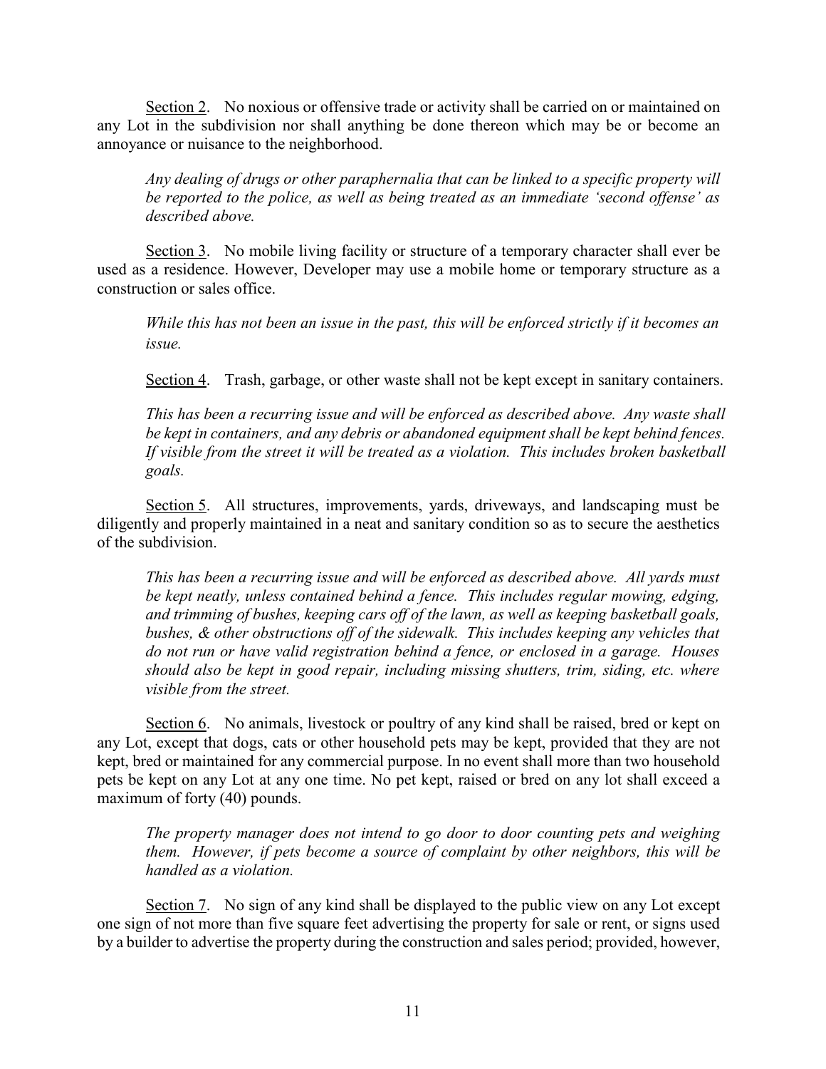<u>Section 2</u>. No noxious or offensive trade or activity shall be carried on or maintained on any Lot in the subdivision nor shall anything be done thereon which may be or become an annoyance or nuisance to the neighborhood.

> *Any dealing of drugs or other paraphernalia that can be linked to a specific property will be reported to the police, as well as being treated as an immediate 'second offense' as described above.*

<u>Section 3</u>. No mobile living facility or structure of a temporary character shall ever be used as a residence. However, Developer may use a mobile home or temporary structure as a construction or sales office.

> *While this has not been an issue in the past, this will be enforced strictly if it becomes an issue.*

<u>Section 4</u>. Trash, garbage, or other waste shall not be kept except in sanitary containers.

> *This has been a recurring issue and will be enforced as described above. Any waste shall be kept in containers, and any debris or abandoned equipment shall be kept behind fences. If visible from the street it will be treated as a violation. This includes broken basketball goals.*

<u>Section 5</u>. All structures, improvements, yards, driveways, and landscaping must be diligently and properly maintained in a neat and sanitary condition so as to secure the aesthetics of the subdivision.

> *This has been a recurring issue and will be enforced as described above. All yards must be kept neatly, unless contained behind a fence. This includes regular mowing, edging, and trimming of bushes, keeping cars off of the lawn, as well as keeping basketball goals, bushes, & other obstructions off of the sidewalk. This includes keeping any vehicles that do not run or have valid registration behind a fence, or enclosed in a garage. Houses should also be kept in good repair, including missing shutters, trim, siding, etc. where visible from the street.*

<u>Section 6</u>. No animals, livestock or poultry of any kind shall be raised, bred or kept on any Lot, except that dogs, cats or other household pets may be kept, provided that they are not kept, bred or maintained for any commercial purpose. In no event shall more than two household pets be kept on any Lot at any one time. No pet kept, raised or bred on any lot shall exceed a maximum of forty (40) pounds.

> *The property manager does not intend to go door to door counting pets and weighing them. However, if pets become a source of complaint by other neighbors, this will be handled as a violation.*

<u>Section 7</u>. No sign of any kind shall be displayed to the public view on any Lot except one sign of not more than five square feet advertising the property for sale or rent, or signs used by a builder to advertise the property during the construction and sales period; provided, however,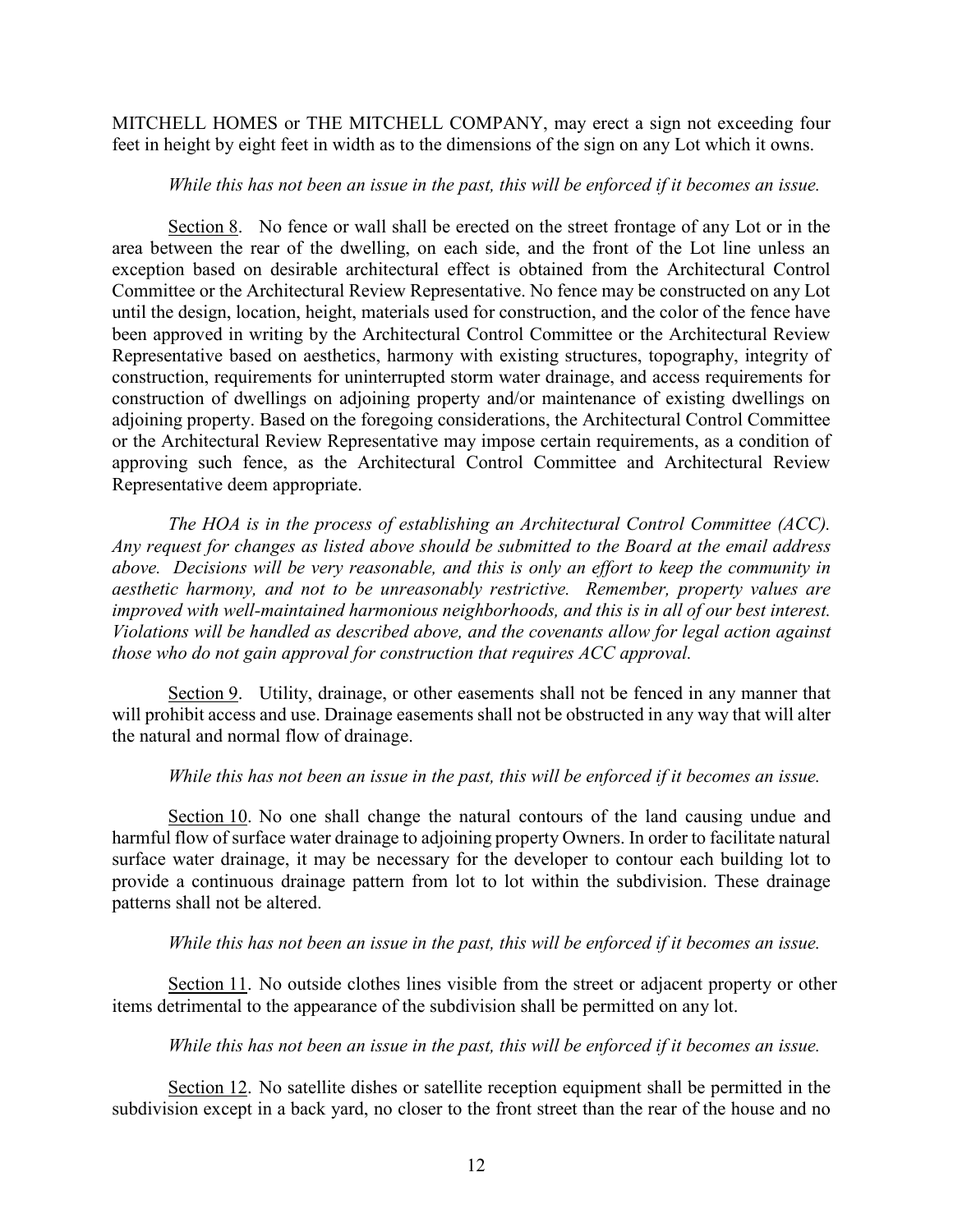MITCHELL HOMES or THE MITCHELL COMPANY, may erect a sign not exceeding four feet in height by eight feet in width as to the dimensions of the sign on any Lot which it owns.

*While this has not been an issue in the past, this will be enforced if it becomes an issue.*

Section 8. No fence or wall shall be erected on the street frontage of any Lot or in the area between the rear of the dwelling, on each side, and the front of the Lot line unless an exception based on desirable architectural effect is obtained from the Architectural Control Committee or the Architectural Review Representative. No fence may be constructed on any Lot until the design, location, height, materials used for construction, and the color of the fence have been approved in writing by the Architectural Control Committee or the Architectural Review Representative based on aesthetics, harmony with existing structures, topography, integrity of construction, requirements for uninterrupted storm water drainage, and access requirements for construction of dwellings on adjoining property and/or maintenance of existing dwellings on adjoining property. Based on the foregoing considerations, the Architectural Control Committee or the Architectural Review Representative may impose certain requirements, as a condition of approving such fence, as the Architectural Control Committee and Architectural Review Representative deem appropriate.

*The HOA is in the process of establishing an Architectural Control Committee (ACC). Any request for changes as listed above should be submitted to the Board at the email address above. Decisions will be very reasonable, and this is only an effort to keep the community in aesthetic harmony, and not to be unreasonably restrictive. Remember, property values are improved with well-maintained harmonious neighborhoods, and this is in all of our best interest. Violations will be handled as described above, and the covenants allow for legal action against those who do not gain approval for construction that requires ACC approval.*

Section 9. Utility, drainage, or other easements shall not be fenced in any manner that will prohibit access and use. Drainage easements shall not be obstructed in any way that will alter the natural and normal flow of drainage.

*While this has not been an issue in the past, this will be enforced if it becomes an issue.*

Section 10. No one shall change the natural contours of the land causing undue and harmful flow of surface water drainage to adjoining property Owners. In order to facilitate natural surface water drainage, it may be necessary for the developer to contour each building lot to provide a continuous drainage pattern from lot to lot within the subdivision. These drainage patterns shall not be altered.

*While this has not been an issue in the past, this will be enforced if it becomes an issue.*

Section 11. No outside clothes lines visible from the street or adjacent property or other items detrimental to the appearance of the subdivision shall be permitted on any lot.

*While this has not been an issue in the past, this will be enforced if it becomes an issue.*

Section 12. No satellite dishes or satellite reception equipment shall be permitted in the subdivision except in a back yard, no closer to the front street than the rear of the house and no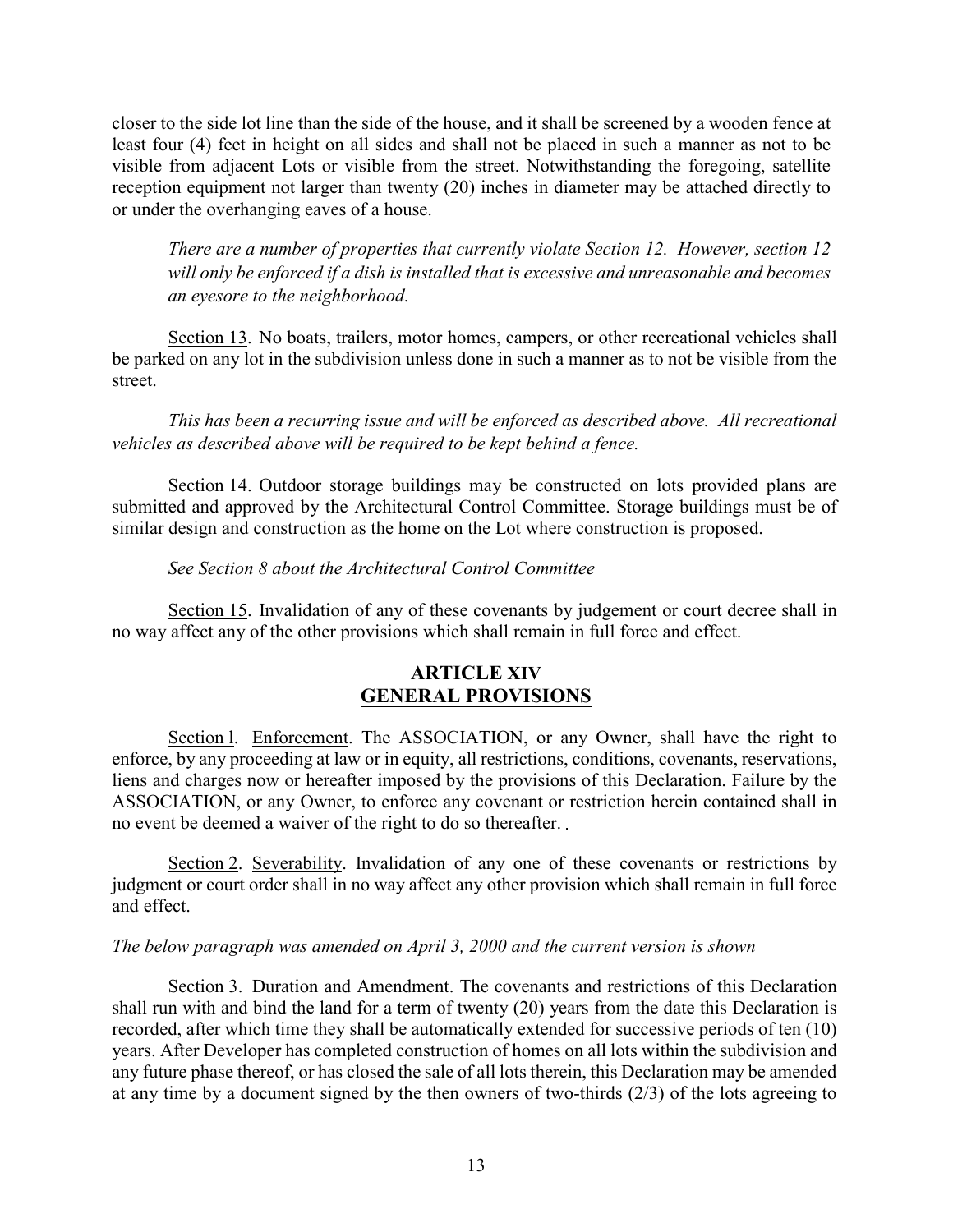closer to the side lot line than the side of the house, and it shall be screened by a wooden fence at least four (4) feet in height on all sides and shall not be placed in such a manner as not to be visible from adjacent Lots or visible from the street. Notwithstanding the foregoing, satellite reception equipment not larger than twenty (20) inches in diameter may be attached directly to or under the overhanging eaves of a house.

*There are a number of properties that currently violate Section 12. However, section 12 will only be enforced if a dish is installed that is excessive and unreasonable and becomes an eyesore to the neighborhood.*

Section 13. No boats, trailers, motor homes, campers, or other recreational vehicles shall be parked on any lot in the subdivision unless done in such a manner as to not be visible from the street.

*This has been a recurring issue and will be enforced as described above. All recreational vehicles as described above will be required to be kept behind a fence.*

Section 14. Outdoor storage buildings may be constructed on lots provided plans are submitted and approved by the Architectural Control Committee. Storage buildings must be of similar design and construction as the home on the Lot where construction is proposed.

*See Section 8 about the Architectural Control Committee*

Section 15. Invalidation of any of these covenants by judgement or court decree shall in no way affect any of the other provisions which shall remain in full force and effect.

## ARTICLE XIV
## GENERAL PROVISIONS

Section l. Enforcement. The ASSOCIATION, or any Owner, shall have the right to enforce, by any proceeding at law or in equity, all restrictions, conditions, covenants, reservations, liens and charges now or hereafter imposed by the provisions of this Declaration. Failure by the ASSOCIATION, or any Owner, to enforce any covenant or restriction herein contained shall in no event be deemed a waiver of the right to do so thereafter. .

Section 2. Severability. Invalidation of any one of these covenants or restrictions by judgment or court order shall in no way affect any other provision which shall remain in full force and effect.

*The below paragraph was amended on April 3, 2000 and the current version is shown*

Section 3. Duration and Amendment. The covenants and restrictions of this Declaration shall run with and bind the land for a term of twenty (20) years from the date this Declaration is recorded, after which time they shall be automatically extended for successive periods of ten (10) years. After Developer has completed construction of homes on all lots within the subdivision and any future phase thereof, or has closed the sale of all lots therein, this Declaration may be amended at any time by a document signed by the then owners of two-thirds (2/3) of the lots agreeing to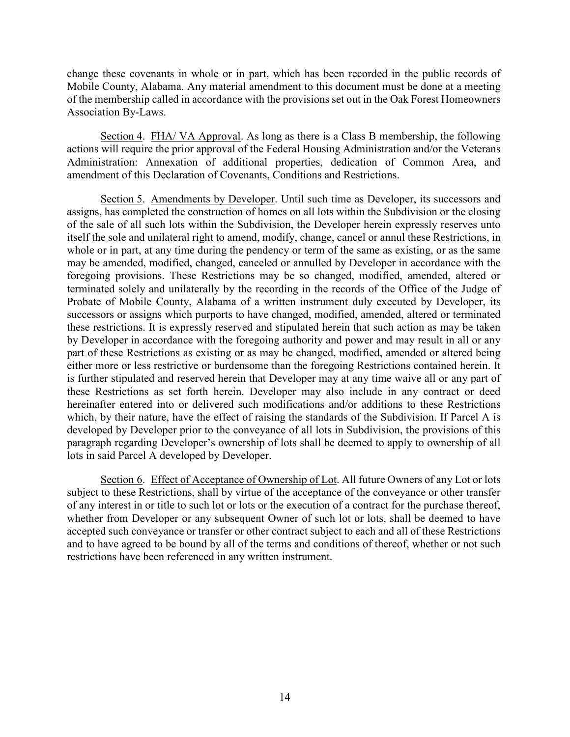change these covenants in whole or in part, which has been recorded in the public records of Mobile County, Alabama. Any material amendment to this document must be done at a meeting of the membership called in accordance with the provisions set out in the Oak Forest Homeowners Association By-Laws.

Section 4. FHA/ VA Approval. As long as there is a Class B membership, the following actions will require the prior approval of the Federal Housing Administration and/or the Veterans Administration: Annexation of additional properties, dedication of Common Area, and amendment of this Declaration of Covenants, Conditions and Restrictions.

Section 5. Amendments by Developer. Until such time as Developer, its successors and assigns, has completed the construction of homes on all lots within the Subdivision or the closing of the sale of all such lots within the Subdivision, the Developer herein expressly reserves unto itself the sole and unilateral right to amend, modify, change, cancel or annul these Restrictions, in whole or in part, at any time during the pendency or term of the same as existing, or as the same may be amended, modified, changed, canceled or annulled by Developer in accordance with the foregoing provisions. These Restrictions may be so changed, modified, amended, altered or terminated solely and unilaterally by the recording in the records of the Office of the Judge of Probate of Mobile County, Alabama of a written instrument duly executed by Developer, its successors or assigns which purports to have changed, modified, amended, altered or terminated these restrictions. It is expressly reserved and stipulated herein that such action as may be taken by Developer in accordance with the foregoing authority and power and may result in all or any part of these Restrictions as existing or as may be changed, modified, amended or altered being either more or less restrictive or burdensome than the foregoing Restrictions contained herein. It is further stipulated and reserved herein that Developer may at any time waive all or any part of these Restrictions as set forth herein. Developer may also include in any contract or deed hereinafter entered into or delivered such modifications and/or additions to these Restrictions which, by their nature, have the effect of raising the standards of the Subdivision. If Parcel A is developed by Developer prior to the conveyance of all lots in Subdivision, the provisions of this paragraph regarding Developer's ownership of lots shall be deemed to apply to ownership of all lots in said Parcel A developed by Developer.

Section 6. Effect of Acceptance of Ownership of Lot. All future Owners of any Lot or lots subject to these Restrictions, shall by virtue of the acceptance of the conveyance or other transfer of any interest in or title to such lot or lots or the execution of a contract for the purchase thereof, whether from Developer or any subsequent Owner of such lot or lots, shall be deemed to have accepted such conveyance or transfer or other contract subject to each and all of these Restrictions and to have agreed to be bound by all of the terms and conditions of thereof, whether or not such restrictions have been referenced in any written instrument.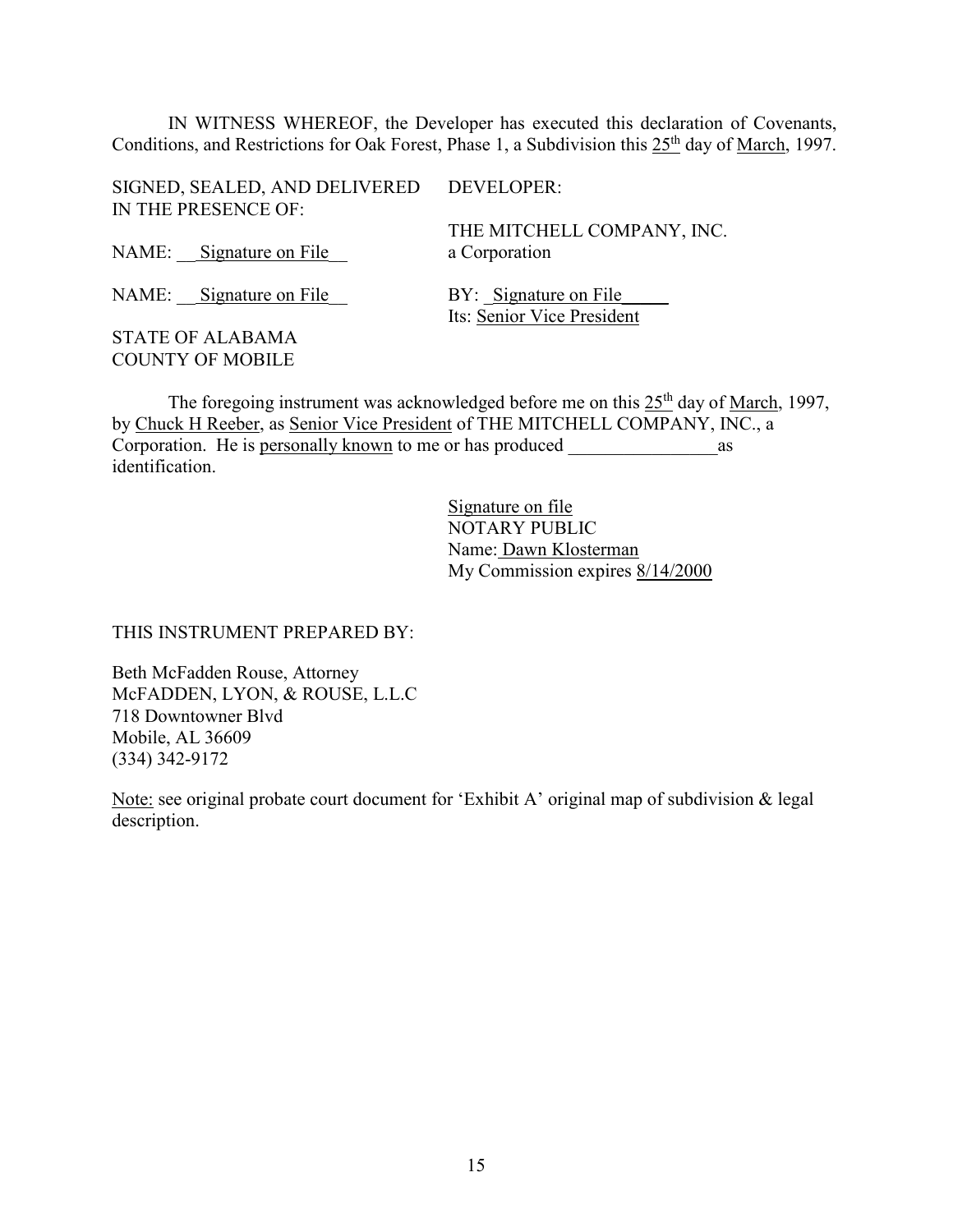IN WITNESS WHEREOF, the Developer has executed this declaration of Covenants, Conditions, and Restrictions for Oak Forest, Phase 1, a Subdivision this 25th day of March, 1997.

SIGNED, SEALED, AND DELIVERED IN THE PRESENCE OF:

NAME: Signature on File

NAME: Signature on File

DEVELOPER:

THE MITCHELL COMPANY, INC.
a Corporation

BY: Signature on File
Its: Senior Vice President

STATE OF ALABAMA
COUNTY OF MOBILE

The foregoing instrument was acknowledged before me on this 25th day of March, 1997, by Chuck H Reeber, as Senior Vice President of THE MITCHELL COMPANY, INC., a Corporation. He is personally known to me or has produced ________________ as identification.

Signature on file
NOTARY PUBLIC
Name: Dawn Klosterman
My Commission expires 8/14/2000

THIS INSTRUMENT PREPARED BY:

Beth McFadden Rouse, Attorney
McFADDEN, LYON, & ROUSE, L.L.C
718 Downtowner Blvd
Mobile, AL 36609
(334) 342-9172

Note: see original probate court document for 'Exhibit A' original map of subdivision & legal description.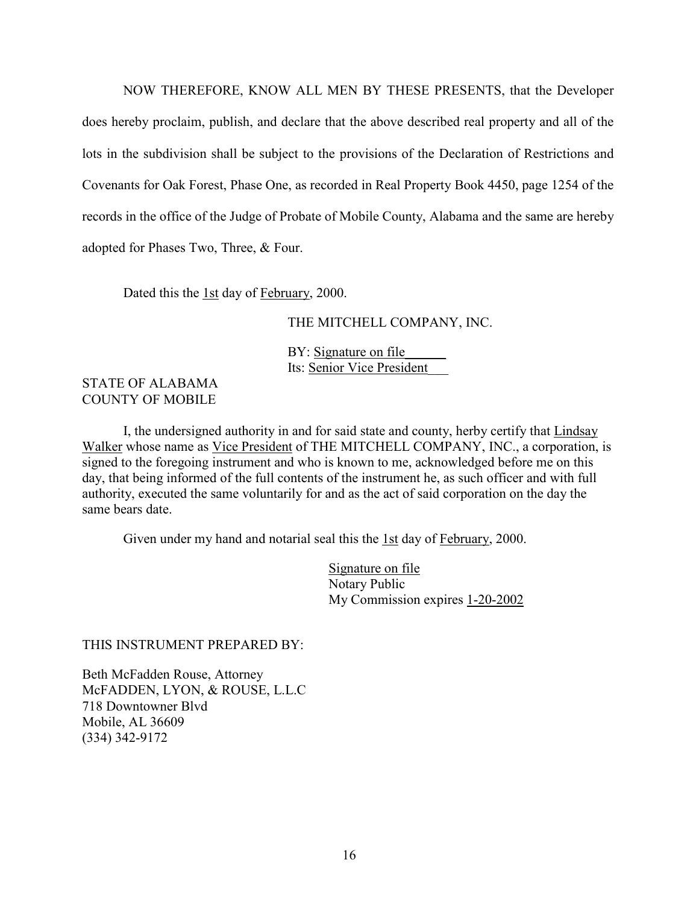NOW THEREFORE, KNOW ALL MEN BY THESE PRESENTS, that the Developer does hereby proclaim, publish, and declare that the above described real property and all of the lots in the subdivision shall be subject to the provisions of the Declaration of Restrictions and Covenants for Oak Forest, Phase One, as recorded in Real Property Book 4450, page 1254 of the records in the office of the Judge of Probate of Mobile County, Alabama and the same are hereby adopted for Phases Two, Three, & Four.

Dated this the 1st day of February, 2000.

THE MITCHELL COMPANY, INC.

BY: Signature on file
Its: Senior Vice President

STATE OF ALABAMA
COUNTY OF MOBILE

I, the undersigned authority in and for said state and county, herby certify that Lindsay Walker whose name as Vice President of THE MITCHELL COMPANY, INC., a corporation, is signed to the foregoing instrument and who is known to me, acknowledged before me on this day, that being informed of the full contents of the instrument he, as such officer and with full authority, executed the same voluntarily for and as the act of said corporation on the day the same bears date.

Given under my hand and notarial seal this the 1st day of February, 2000.

Signature on file
Notary Public
My Commission expires 1-20-2002

THIS INSTRUMENT PREPARED BY:

Beth McFadden Rouse, Attorney
McFADDEN, LYON, & ROUSE, L.L.C
718 Downtowner Blvd
Mobile, AL 36609
(334) 342-9172